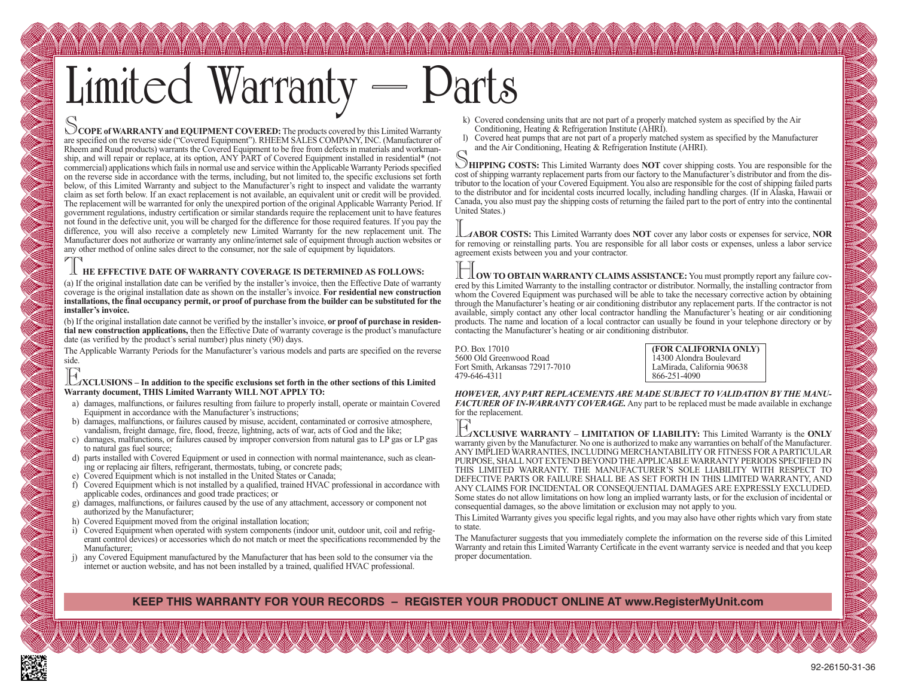# Limited Warranty — Parts

**SCOPE of WARRANTY and EQUIPMENT COVERED:** The products covered by this Limited Warranty are specified on the reverse side ("Covered Equipment"). RHEEM SALES COMPANY, INC. (Manufacturer of Rheem and Ruud products) warrants the Covered Equipment to be free from defects in materials and workmanship, and will repair or replace, at its option, ANY PART of Covered Equipment installed in residential* (not commercial) applications which fails in normal use and service within the Applicable Warranty Periods specified on the reverse side in accordance with the terms, including, but not limited to, the specific exclusions set forth below, of this Limited Warranty and subject to the Manufacturer's right to inspect and validate the warranty claim as set forth below. If an exact replacement is not available, an equivalent unit or credit will be provided. The replacement will be warranted for only the unexpired portion of the original Applicable Warranty Period. If government regulations, industry certification or similar standards require the replacement unit to have features not found in the defective unit, you will be charged for the difference for those required features. If you pay the difference, you will also receive a completely new Limited Warranty for the new replacement unit. The Manufacturer does not authorize or warranty any online/internet sale of equipment through auction websites or any other method of online sales direct to the consumer, nor the sale of equipment by liquidators.

**THE EFFECTIVE DATE OF WARRANTY COVERAGE IS DETERMINED AS FOLLOWS:**

(a) If the original installation date can be verified by the installer's invoice, then the Effective Date of warranty coverage is the original installation date as shown on the installer's invoice. **For residential new construction installations, the final occupancy permit, or proof of purchase from the builder can be substituted for the installer's invoice.**

(b) If the original installation date cannot be verified by the installer's invoice, **or proof of purchase in residential new construction applications,** then the Effective Date of warranty coverage is the product's manufacture date (as verified by the product's serial number) plus ninety (90) days.

The Applicable Warranty Periods for the Manufacturer's various models and parts are specified on the reverse side.

**EXCLUSIONS – In addition to the specific exclusions set forth in the other sections of this Limited Warranty document, THIS Limited Warranty WILL NOT APPLY TO:**

a) damages, malfunctions, or failures resulting from failure to properly install, operate or maintain Covered Equipment in accordance with the Manufacturer's instructions;
b) damages, malfunctions, or failures caused by misuse, accident, contaminated or corrosive atmosphere, vandalism, freight damage, fire, flood, freeze, lightning, acts of war, acts of God and the like;
c) damages, malfunctions, or failures caused by improper conversion from natural gas to LP gas or LP gas to natural gas fuel source;
d) parts installed with Covered Equipment or used in connection with normal maintenance, such as cleaning or replacing air filters, refrigerant, thermostats, tubing, or concrete pads;
e) Covered Equipment which is not installed in the United States or Canada;
f) Covered Equipment which is not installed by a qualified, trained HVAC professional in accordance with applicable codes, ordinances and good trade practices; or
g) damages, malfunctions, or failures caused by the use of any attachment, accessory or component not authorized by the Manufacturer;
h) Covered Equipment moved from the original installation location;
i) Covered Equipment when operated with system components (indoor unit, outdoor unit, coil and refrigerant control devices) or accessories which do not match or meet the specifications recommended by the Manufacturer;
j) any Covered Equipment manufactured by the Manufacturer that has been sold to the consumer via the internet or auction website, and has not been installed by a trained, qualified HVAC professional.
k) Covered condensing units that are not part of a properly matched system as specified by the Air Conditioning, Heating & Refrigeration Institute (AHRI).
l) Covered heat pumps that are not part of a properly matched system as specified by the Manufacturer and the Air Conditioning, Heating & Refrigeration Institute (AHRI).

**SHIPPING COSTS:** This Limited Warranty does **NOT** cover shipping costs. You are responsible for the cost of shipping warranty replacement parts from our factory to the Manufacturer's distributor and from the distributor to the location of your Covered Equipment. You also are responsible for the cost of shipping failed parts to the distributor and for incidental costs incurred locally, including handling charges. (If in Alaska, Hawaii or Canada, you also must pay the shipping costs of returning the failed part to the port of entry into the continental United States.)

**LABOR COSTS:** This Limited Warranty does **NOT** cover any labor costs or expenses for service, **NOR** for removing or reinstalling parts. You are responsible for all labor costs or expenses, unless a labor service agreement exists between you and your contractor.

**HOW TO OBTAIN WARRANTY CLAIMS ASSISTANCE:** You must promptly report any failure covered by this Limited Warranty to the installing contractor or distributor. Normally, the installing contractor from whom the Covered Equipment was purchased will be able to take the necessary corrective action by obtaining through the Manufacturer's heating or air conditioning distributor any replacement parts. If the contractor is not available, simply contact any other local contractor handling the Manufacturer's heating or air conditioning products. The name and location of a local contractor can usually be found in your telephone directory or by contacting the Manufacturer's heating or air conditioning distributor.

P.O. Box 17010
5600 Old Greenwood Road
Fort Smith, Arkansas 72917-7010
479-646-4311

**(FOR CALIFORNIA ONLY)**
14300 Alondra Boulevard
LaMirada, California 90638
866-251-4090

***HOWEVER, ANY PART REPLACEMENTS ARE MADE SUBJECT TO VALIDATION BY THE MANUFACTURER OF IN-WARRANTY COVERAGE.*** Any part to be replaced must be made available in exchange for the replacement.

**EXCLUSIVE WARRANTY – LIMITATION OF LIABILITY:** This Limited Warranty is the **ONLY** warranty given by the Manufacturer. No one is authorized to make any warranties on behalf of the Manufacturer. ANY IMPLIED WARRANTIES, INCLUDING MERCHANTABILITY OR FITNESS FOR A PARTICULAR PURPOSE, SHALL NOT EXTEND BEYOND THE APPLICABLE WARRANTY PERIODS SPECIFIED IN THIS LIMITED WARRANTY. THE MANUFACTURER'S SOLE LIABILITY WITH RESPECT TO DEFECTIVE PARTS OR FAILURE SHALL BE AS SET FORTH IN THIS LIMITED WARRANTY, AND ANY CLAIMS FOR INCIDENTAL OR CONSEQUENTIAL DAMAGES ARE EXPRESSLY EXCLUDED. Some states do not allow limitations on how long an implied warranty lasts, or for the exclusion of incidental or consequential damages, so the above limitation or exclusion may not apply to you.

This Limited Warranty gives you specific legal rights, and you may also have other rights which vary from state to state.

The Manufacturer suggests that you immediately complete the information on the reverse side of this Limited Warranty and retain this Limited Warranty Certificate in the event warranty service is needed and that you keep proper documentation.

**KEEP THIS WARRANTY FOR YOUR RECORDS – REGISTER YOUR PRODUCT ONLINE AT www.RegisterMyUnit.com**

92-26150-31-36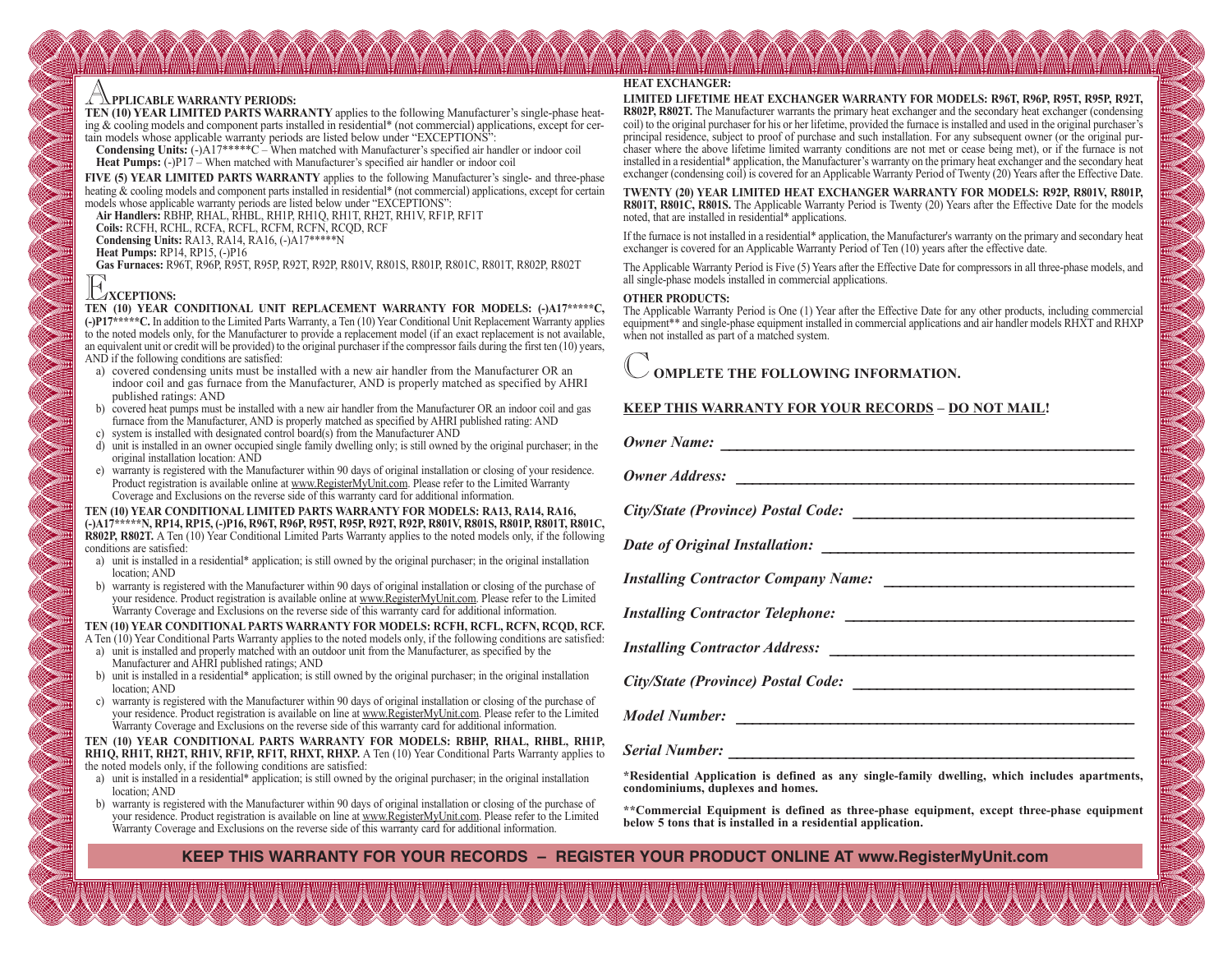## APPLICABLE WARRANTY PERIODS:

**TEN (10) YEAR LIMITED PARTS WARRANTY** applies to the following Manufacturer's single-phase heating & cooling models and component parts installed in residential* (not commercial) applications, except for certain models whose applicable warranty periods are listed below under "EXCEPTIONS":

**Condensing Units:** (-)A17*****C – When matched with Manufacturer's specified air handler or indoor coil
**Heat Pumps:** (-)P17 – When matched with Manufacturer's specified air handler or indoor coil

**FIVE (5) YEAR LIMITED PARTS WARRANTY** applies to the following Manufacturer's single- and three-phase heating & cooling models and component parts installed in residential* (not commercial) applications, except for certain models whose applicable warranty periods are listed below under "EXCEPTIONS":

**Air Handlers:** RBHP, RHAL, RHBL, RH1P, RH1Q, RH1T, RH2T, RH1V, RF1P, RF1T
**Coils:** RCFH, RCHL, RCFA, RCFL, RCFM, RCFN, RCQD, RCF
**Condensing Units:** RA13, RA14, RA16, (-)A17*****N
**Heat Pumps:** RP14, RP15, (-)P16
**Gas Furnaces:** R96T, R96P, R95T, R95P, R92T, R92P, R801V, R801S, R801P, R801C, R801T, R802P, R802T

## EXCEPTIONS:

**TEN (10) YEAR CONDITIONAL UNIT REPLACEMENT WARRANTY FOR MODELS: (-)A17*****C, (-)P17*****C.** In addition to the Limited Parts Warranty, a Ten (10) Year Conditional Unit Replacement Warranty applies to the noted models only, for the Manufacturer to provide a replacement model (if an exact replacement is not available, an equivalent unit or credit will be provided) to the original purchaser if the compressor fails during the first ten (10) years, AND if the following conditions are satisfied:

a) covered condensing units must be installed with a new air handler from the Manufacturer OR an indoor coil and gas furnace from the Manufacturer, AND is properly matched as specified by AHRI published ratings: AND
b) covered heat pumps must be installed with a new air handler from the Manufacturer OR an indoor coil and gas furnace from the Manufacturer, AND is properly matched as specified by AHRI published rating: AND
c) system is installed with designated control board(s) from the Manufacturer AND
d) unit is installed in an owner occupied single family dwelling only; is still owned by the original purchaser; in the original installation location: AND
e) warranty is registered with the Manufacturer within 90 days of original installation or closing of your residence. Product registration is available online at www.RegisterMyUnit.com. Please refer to the Limited Warranty Coverage and Exclusions on the reverse side of this warranty card for additional information.

**TEN (10) YEAR CONDITIONAL LIMITED PARTS WARRANTY FOR MODELS: RA13, RA14, RA16, (-)A17*****N, RP14, RP15, (-)P16, R96T, R96P, R95T, R95P, R92T, R92P, R801V, R801S, R801P, R801T, R801C, R802P, R802T.** A Ten (10) Year Conditional Limited Parts Warranty applies to the noted models only, if the following conditions are satisfied:

a) unit is installed in a residential* application; is still owned by the original purchaser; in the original installation location; AND
b) warranty is registered with the Manufacturer within 90 days of original installation or closing of the purchase of your residence. Product registration is available online at www.RegisterMyUnit.com. Please refer to the Limited Warranty Coverage and Exclusions on the reverse side of this warranty card for additional information.

**TEN (10) YEAR CONDITIONAL PARTS WARRANTY FOR MODELS: RCFH, RCFL, RCFN, RCQD, RCF.** A Ten (10) Year Conditional Parts Warranty applies to the noted models only, if the following conditions are satisfied:

a) unit is installed and properly matched with an outdoor unit from the Manufacturer, as specified by the Manufacturer and AHRI published ratings; AND
b) unit is installed in a residential* application; is still owned by the original purchaser; in the original installation location; AND
c) warranty is registered with the Manufacturer within 90 days of original installation or closing of the purchase of your residence. Product registration is available on line at www.RegisterMyUnit.com. Please refer to the Limited Warranty Coverage and Exclusions on the reverse side of this warranty card for additional information.

**TEN (10) YEAR CONDITIONAL PARTS WARRANTY FOR MODELS: RBHP, RHAL, RHBL, RH1P, RH1Q, RH1T, RH2T, RH1V, RF1P, RF1T, RHXT, RHXP.** A Ten (10) Year Conditional Parts Warranty applies to the noted models only, if the following conditions are satisfied:

a) unit is installed in a residential* application; is still owned by the original purchaser; in the original installation location; AND
b) warranty is registered with the Manufacturer within 90 days of original installation or closing of the purchase of your residence. Product registration is available on line at www.RegisterMyUnit.com. Please refer to the Limited Warranty Coverage and Exclusions on the reverse side of this warranty card for additional information.

**HEAT EXCHANGER:**

**LIMITED LIFETIME HEAT EXCHANGER WARRANTY FOR MODELS: R96T, R96P, R95T, R95P, R92T, R802P, R802T.** The Manufacturer warrants the primary heat exchanger and the secondary heat exchanger (condensing coil) to the original purchaser for his or her lifetime, provided the furnace is installed and used in the original purchaser's principal residence, subject to proof of purchase and such installation. For any subsequent owner (or the original purchaser where the above lifetime limited warranty conditions are not met or cease being met), or if the furnace is not installed in a residential* application, the Manufacturer's warranty on the primary heat exchanger and the secondary heat exchanger (condensing coil) is covered for an Applicable Warranty Period of Twenty (20) Years after the Effective Date.

**TWENTY (20) YEAR LIMITED HEAT EXCHANGER WARRANTY FOR MODELS: R92P, R801V, R801P, R801T, R801C, R801S.** The Applicable Warranty Period is Twenty (20) Years after the Effective Date for the models noted, that are installed in residential* applications.

If the furnace is not installed in a residential* application, the Manufacturer's warranty on the primary and secondary heat exchanger is covered for an Applicable Warranty Period of Ten (10) years after the effective date.

The Applicable Warranty Period is Five (5) Years after the Effective Date for compressors in all three-phase models, and all single-phase models installed in commercial applications.

**OTHER PRODUCTS:**

The Applicable Warranty Period is One (1) Year after the Effective Date for any other products, including commercial equipment** and single-phase equipment installed in commercial applications and air handler models RHXT and RHXP when not installed as part of a matched system.

## COMPLETE THE FOLLOWING INFORMATION.

**KEEP THIS WARRANTY FOR YOUR RECORDS – DO NOT MAIL!**

*Owner Name:* ______________________

*Owner Address:* ______________________

*City/State (Province) Postal Code:* ______________________

*Date of Original Installation:* ______________________

*Installing Contractor Company Name:* ______________________

*Installing Contractor Telephone:* ______________________

*Installing Contractor Address:* ______________________

*City/State (Province) Postal Code:* ______________________

*Model Number:* ______________________

*Serial Number:* ______________________

**\*Residential Application is defined as any single-family dwelling, which includes apartments, condominiums, duplexes and homes.**

**\*\*Commercial Equipment is defined as three-phase equipment, except three-phase equipment below 5 tons that is installed in a residential application.**

**KEEP THIS WARRANTY FOR YOUR RECORDS – REGISTER YOUR PRODUCT ONLINE AT www.RegisterMyUnit.com**